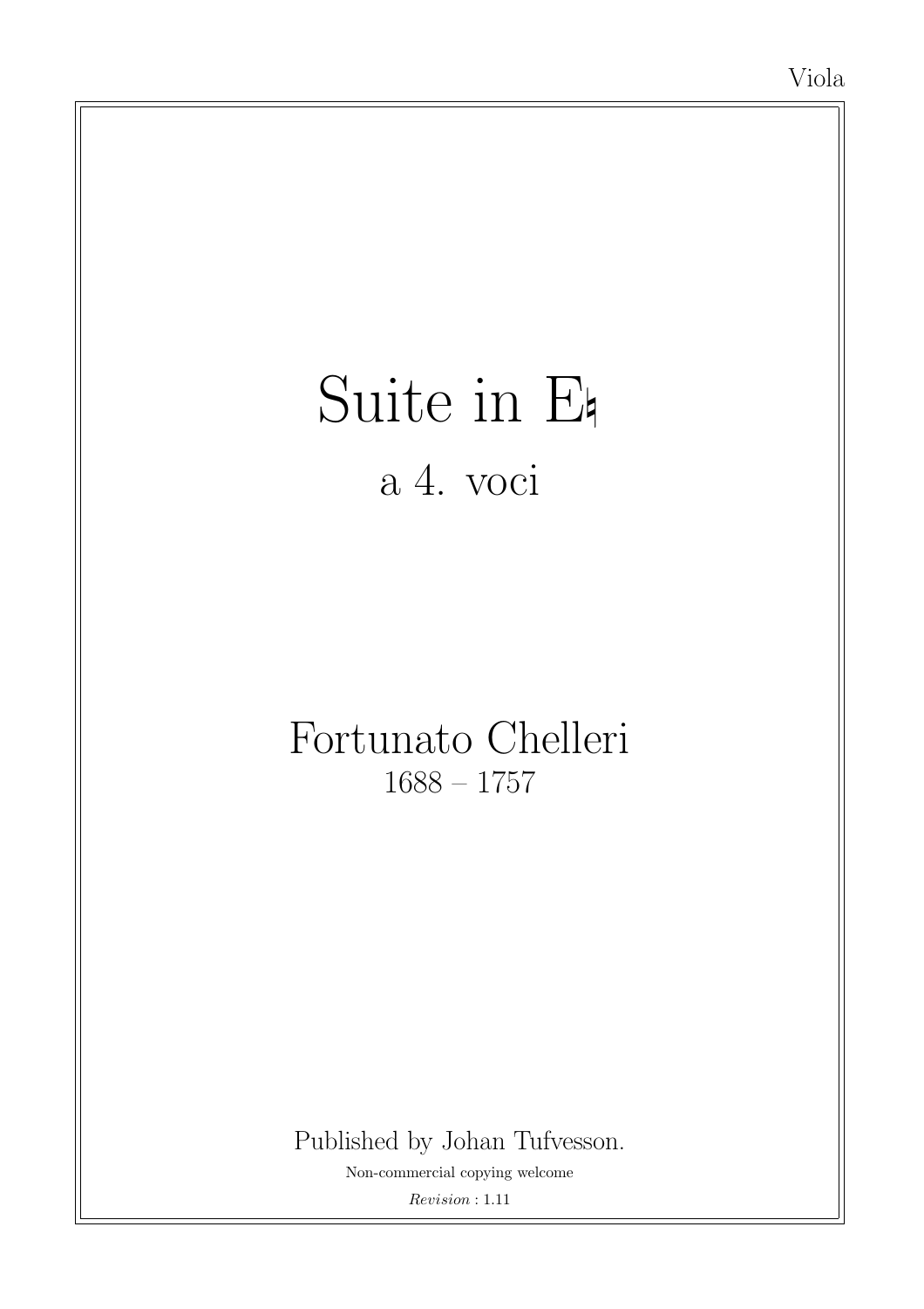Viola

# Suite in E♮

## a 4. voci

Fortunato Chelleri

1688 – 1757

Published by Johan Tufvesson.

Non-commercial copying welcome

*Revision* : 1.11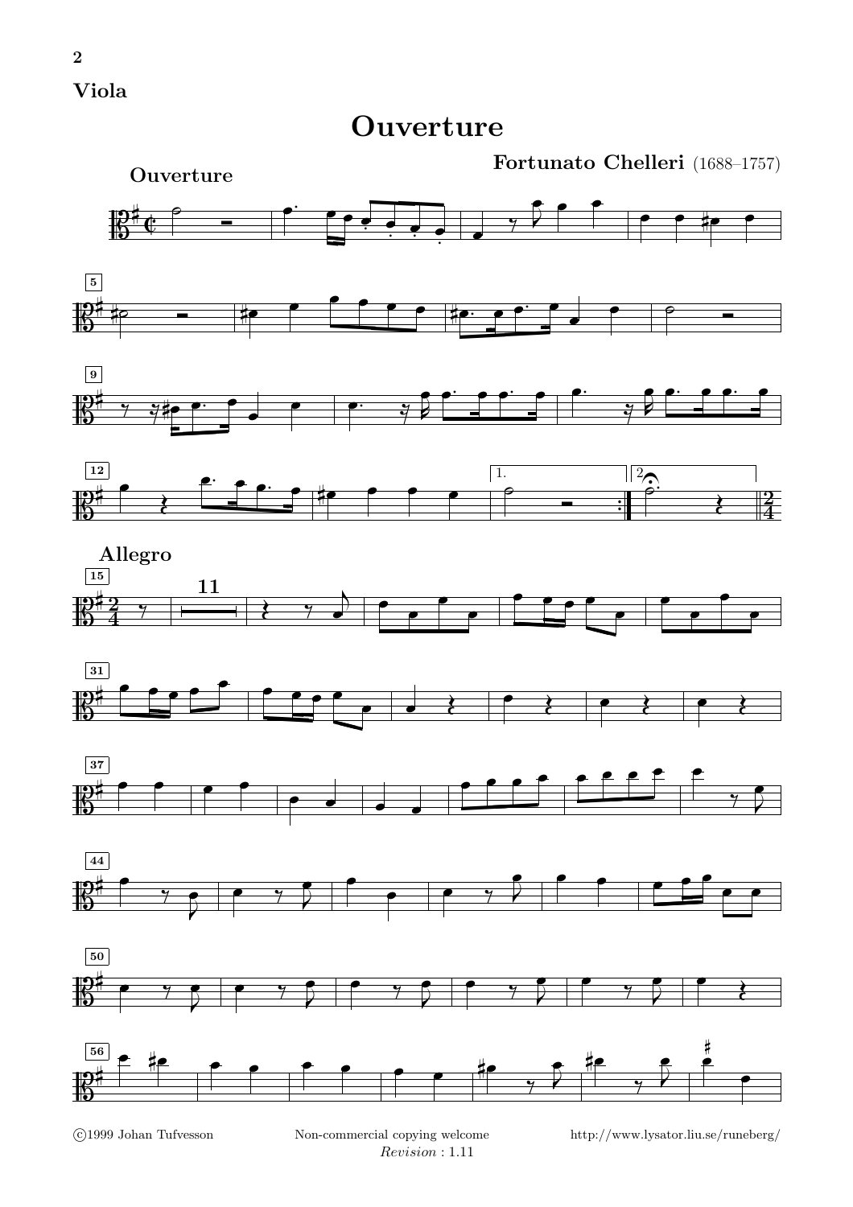**Viola**

# Ouverture

**Fortunato Chelleri** (1688–1757)

**Ouverture**

**Allegro**

©1999 Johan Tufvesson    Non-commercial copying welcome    *Revision* : 1.11    http://www.lysator.liu.se/runeberg/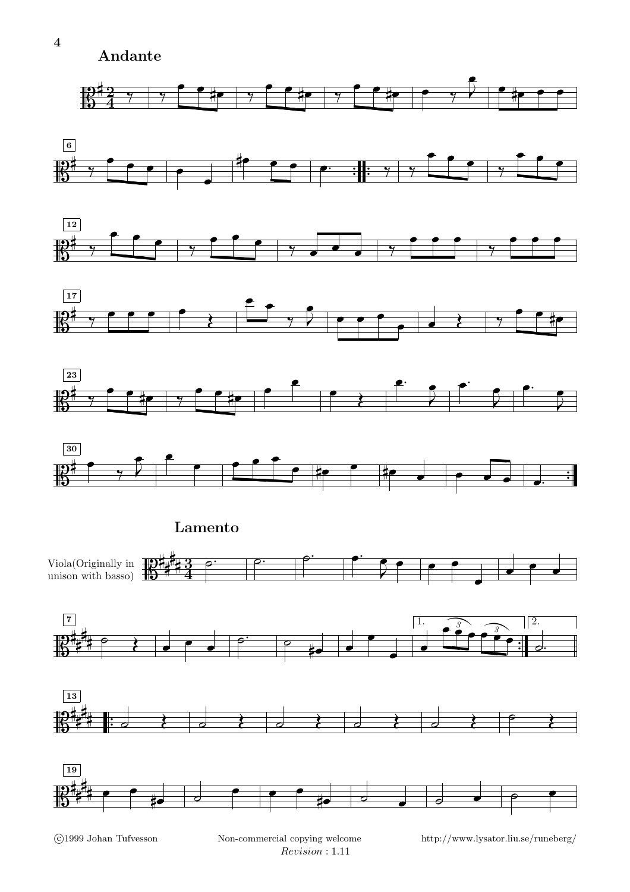## Andante

## Lamento

Viola(Originally in unison with basso)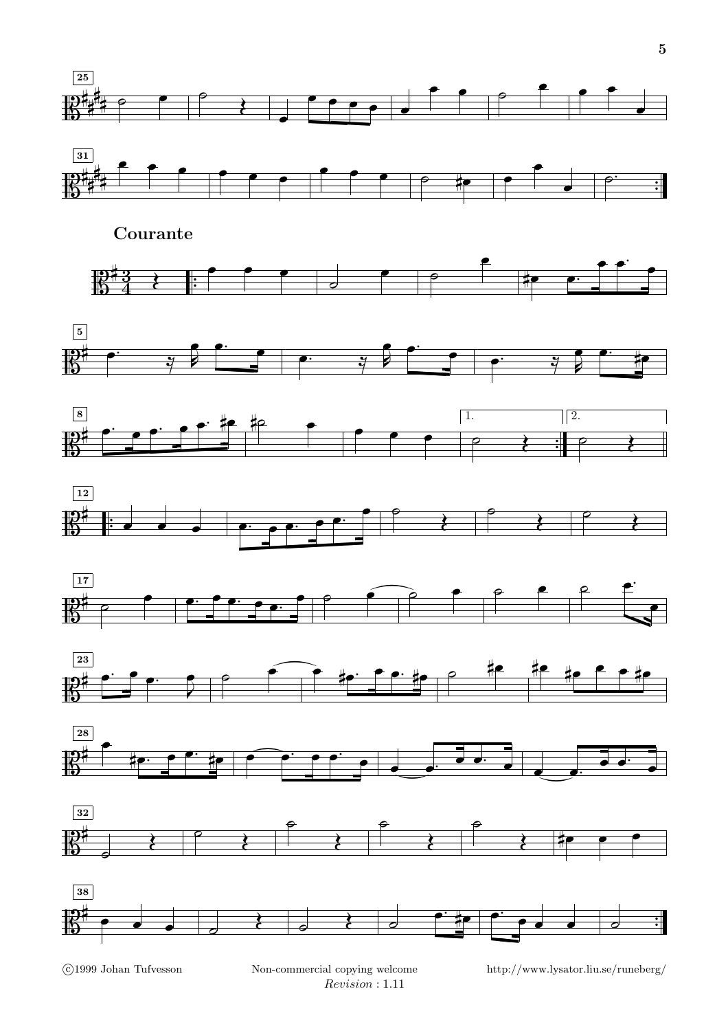## Courante

©1999 Johan Tufvesson Non-commercial copying welcome http://www.lysator.liu.se/runeberg/

*Revision* : 1.11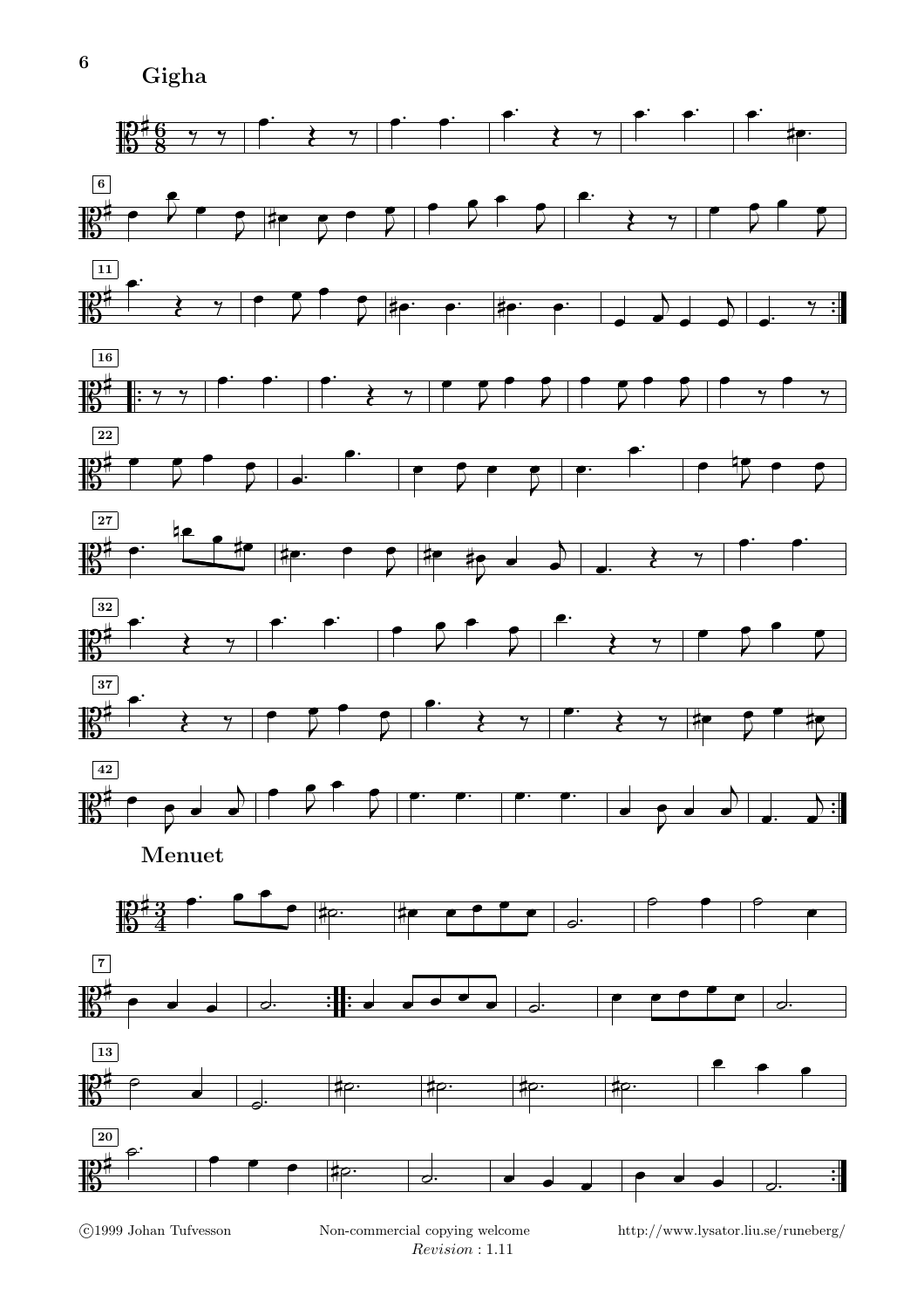## Gigha

## Menuet

©1999 Johan Tufvesson

Non-commercial copying welcome

*Revision* : 1.11

http://www.lysator.liu.se/runeberg/